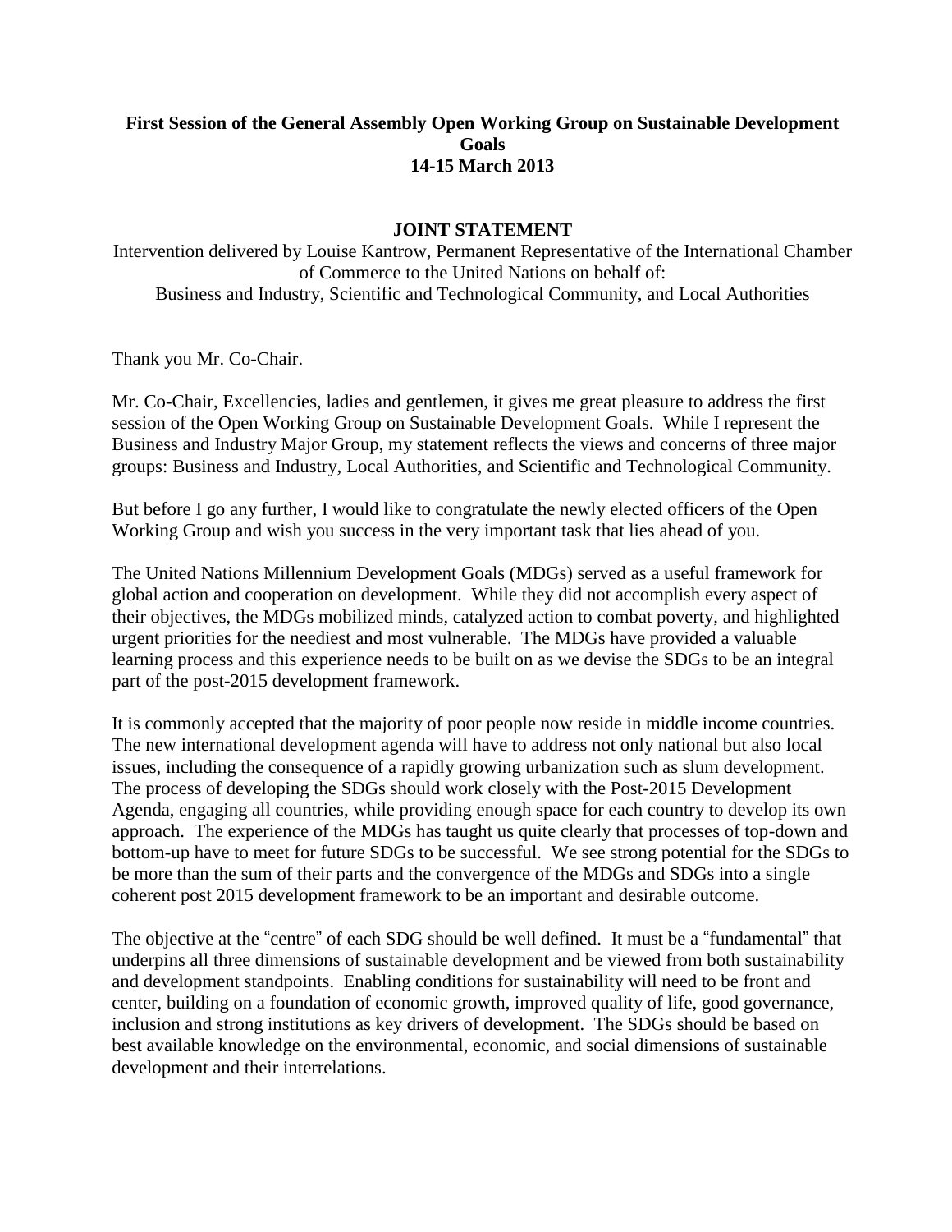**First Session of the General Assembly Open Working Group on Sustainable Development Goals**
**14-15 March 2013**

**JOINT STATEMENT**

Intervention delivered by Louise Kantrow, Permanent Representative of the International Chamber of Commerce to the United Nations on behalf of:
Business and Industry, Scientific and Technological Community, and Local Authorities

Thank you Mr. Co-Chair.

Mr. Co-Chair, Excellencies, ladies and gentlemen, it gives me great pleasure to address the first session of the Open Working Group on Sustainable Development Goals. While I represent the Business and Industry Major Group, my statement reflects the views and concerns of three major groups: Business and Industry, Local Authorities, and Scientific and Technological Community.

But before I go any further, I would like to congratulate the newly elected officers of the Open Working Group and wish you success in the very important task that lies ahead of you.

The United Nations Millennium Development Goals (MDGs) served as a useful framework for global action and cooperation on development. While they did not accomplish every aspect of their objectives, the MDGs mobilized minds, catalyzed action to combat poverty, and highlighted urgent priorities for the neediest and most vulnerable. The MDGs have provided a valuable learning process and this experience needs to be built on as we devise the SDGs to be an integral part of the post-2015 development framework.

It is commonly accepted that the majority of poor people now reside in middle income countries. The new international development agenda will have to address not only national but also local issues, including the consequence of a rapidly growing urbanization such as slum development. The process of developing the SDGs should work closely with the Post-2015 Development Agenda, engaging all countries, while providing enough space for each country to develop its own approach. The experience of the MDGs has taught us quite clearly that processes of top-down and bottom-up have to meet for future SDGs to be successful. We see strong potential for the SDGs to be more than the sum of their parts and the convergence of the MDGs and SDGs into a single coherent post 2015 development framework to be an important and desirable outcome.

The objective at the "centre" of each SDG should be well defined. It must be a "fundamental" that underpins all three dimensions of sustainable development and be viewed from both sustainability and development standpoints. Enabling conditions for sustainability will need to be front and center, building on a foundation of economic growth, improved quality of life, good governance, inclusion and strong institutions as key drivers of development. The SDGs should be based on best available knowledge on the environmental, economic, and social dimensions of sustainable development and their interrelations.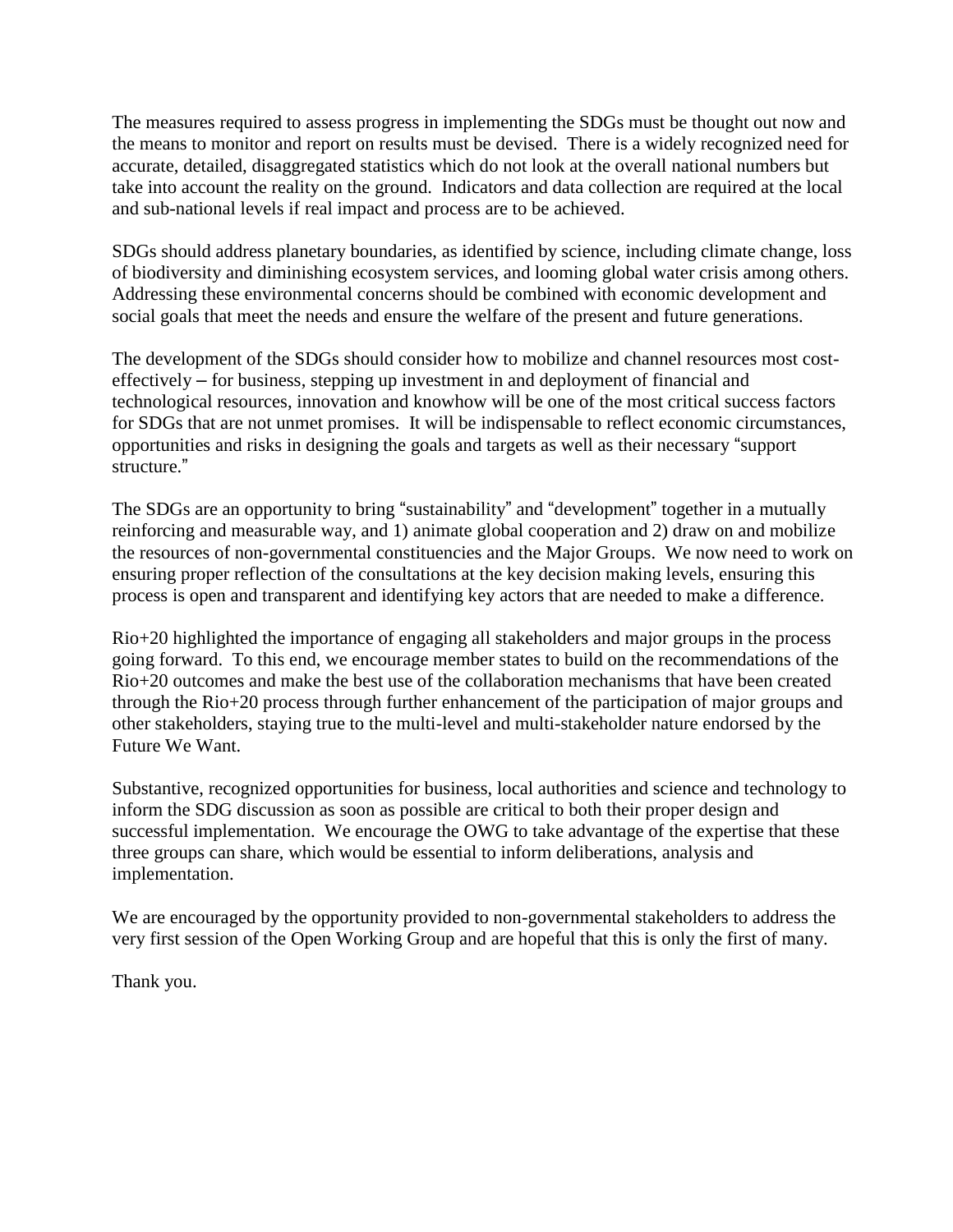The measures required to assess progress in implementing the SDGs must be thought out now and the means to monitor and report on results must be devised. There is a widely recognized need for accurate, detailed, disaggregated statistics which do not look at the overall national numbers but take into account the reality on the ground. Indicators and data collection are required at the local and sub-national levels if real impact and process are to be achieved.

SDGs should address planetary boundaries, as identified by science, including climate change, loss of biodiversity and diminishing ecosystem services, and looming global water crisis among others. Addressing these environmental concerns should be combined with economic development and social goals that meet the needs and ensure the welfare of the present and future generations.

The development of the SDGs should consider how to mobilize and channel resources most cost-effectively – for business, stepping up investment in and deployment of financial and technological resources, innovation and knowhow will be one of the most critical success factors for SDGs that are not unmet promises. It will be indispensable to reflect economic circumstances, opportunities and risks in designing the goals and targets as well as their necessary "support structure."

The SDGs are an opportunity to bring "sustainability" and "development" together in a mutually reinforcing and measurable way, and 1) animate global cooperation and 2) draw on and mobilize the resources of non-governmental constituencies and the Major Groups. We now need to work on ensuring proper reflection of the consultations at the key decision making levels, ensuring this process is open and transparent and identifying key actors that are needed to make a difference.

Rio+20 highlighted the importance of engaging all stakeholders and major groups in the process going forward. To this end, we encourage member states to build on the recommendations of the Rio+20 outcomes and make the best use of the collaboration mechanisms that have been created through the Rio+20 process through further enhancement of the participation of major groups and other stakeholders, staying true to the multi-level and multi-stakeholder nature endorsed by the Future We Want.

Substantive, recognized opportunities for business, local authorities and science and technology to inform the SDG discussion as soon as possible are critical to both their proper design and successful implementation. We encourage the OWG to take advantage of the expertise that these three groups can share, which would be essential to inform deliberations, analysis and implementation.

We are encouraged by the opportunity provided to non-governmental stakeholders to address the very first session of the Open Working Group and are hopeful that this is only the first of many.

Thank you.